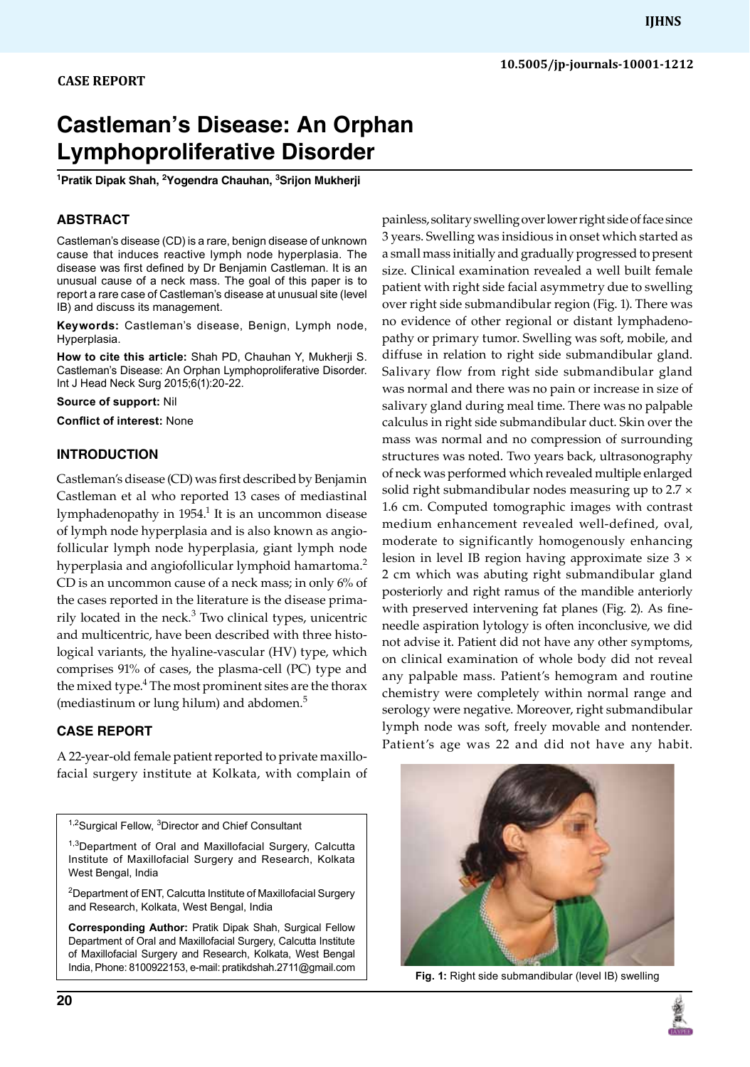CASE REPORT

# Castleman's Disease: An Orphan Lymphoproliferative Disorder

[1]Pratik Dipak Shah, [2]Yogendra Chauhan, [3]Srijon Mukherji

## ABSTRACT

Castleman's disease (CD) is a rare, benign disease of unknown cause that induces reactive lymph node hyperplasia. The disease was first defined by Dr Benjamin Castleman. It is an unusual cause of a neck mass. The goal of this paper is to report a rare case of Castleman's disease at unusual site (level IB) and discuss its management.

**Keywords:** Castleman's disease, Benign, Lymph node, Hyperplasia.

**How to cite this article:** Shah PD, Chauhan Y, Mukherji S. Castleman's Disease: An Orphan Lymphoproliferative Disorder. Int J Head Neck Surg 2015;6(1):20-22.

**Source of support:** Nil

**Conflict of interest:** None

## INTRODUCTION

Castleman's disease (CD) was first described by Benjamin Castleman et al who reported 13 cases of mediastinal lymphadenopathy in 1954.[1] It is an uncommon disease of lymph node hyperplasia and is also known as angiofollicular lymph node hyperplasia, giant lymph node hyperplasia and angiofollicular lymphoid hamartoma.[2] CD is an uncommon cause of a neck mass; in only 6% of the cases reported in the literature is the disease primarily located in the neck.[3] Two clinical types, unicentric and multicentric, have been described with three histological variants, the hyaline-vascular (HV) type, which comprises 91% of cases, the plasma-cell (PC) type and the mixed type.[4] The most prominent sites are the thorax (mediastinum or lung hilum) and abdomen.[5]

## CASE REPORT

A 22-year-old female patient reported to private maxillofacial surgery institute at Kolkata, with complain of painless, solitary swelling over lower right side of face since 3 years. Swelling was insidious in onset which started as a small mass initially and gradually progressed to present size. Clinical examination revealed a well built female patient with right side facial asymmetry due to swelling over right side submandibular region (Fig. 1). There was no evidence of other regional or distant lymphadenopathy or primary tumor. Swelling was soft, mobile, and diffuse in relation to right side submandibular gland. Salivary flow from right side submandibular gland was normal and there was no pain or increase in size of salivary gland during meal time. There was no palpable calculus in right side submandibular duct. Skin over the mass was normal and no compression of surrounding structures was noted. Two years back, ultrasonography of neck was performed which revealed multiple enlarged solid right submandibular nodes measuring up to 2.7 × 1.6 cm. Computed tomographic images with contrast medium enhancement revealed well-defined, oval, moderate to significantly homogenously enhancing lesion in level IB region having approximate size 3 × 2 cm which was abuting right submandibular gland posteriorly and right ramus of the mandible anteriorly with preserved intervening fat planes (Fig. 2). As fine-needle aspiration lytology is often inconclusive, we did not advise it. Patient did not have any other symptoms, on clinical examination of whole body did not reveal any palpable mass. Patient's hemogram and routine chemistry were completely within normal range and serology were negative. Moreover, right submandibular lymph node was soft, freely movable and nontender. Patient's age was 22 and did not have any habit.

Fig. 1: Right side submandibular (level IB) swelling

[1,2]Surgical Fellow, [3]Director and Chief Consultant

[1,3]Department of Oral and Maxillofacial Surgery, Calcutta Institute of Maxillofacial Surgery and Research, Kolkata West Bengal, India

[2]Department of ENT, Calcutta Institute of Maxillofacial Surgery and Research, Kolkata, West Bengal, India

**Corresponding Author:** Pratik Dipak Shah, Surgical Fellow Department of Oral and Maxillofacial Surgery, Calcutta Institute of Maxillofacial Surgery and Research, Kolkata, West Bengal India, Phone: 8100922153, e-mail: pratikdshah.2711@gmail.com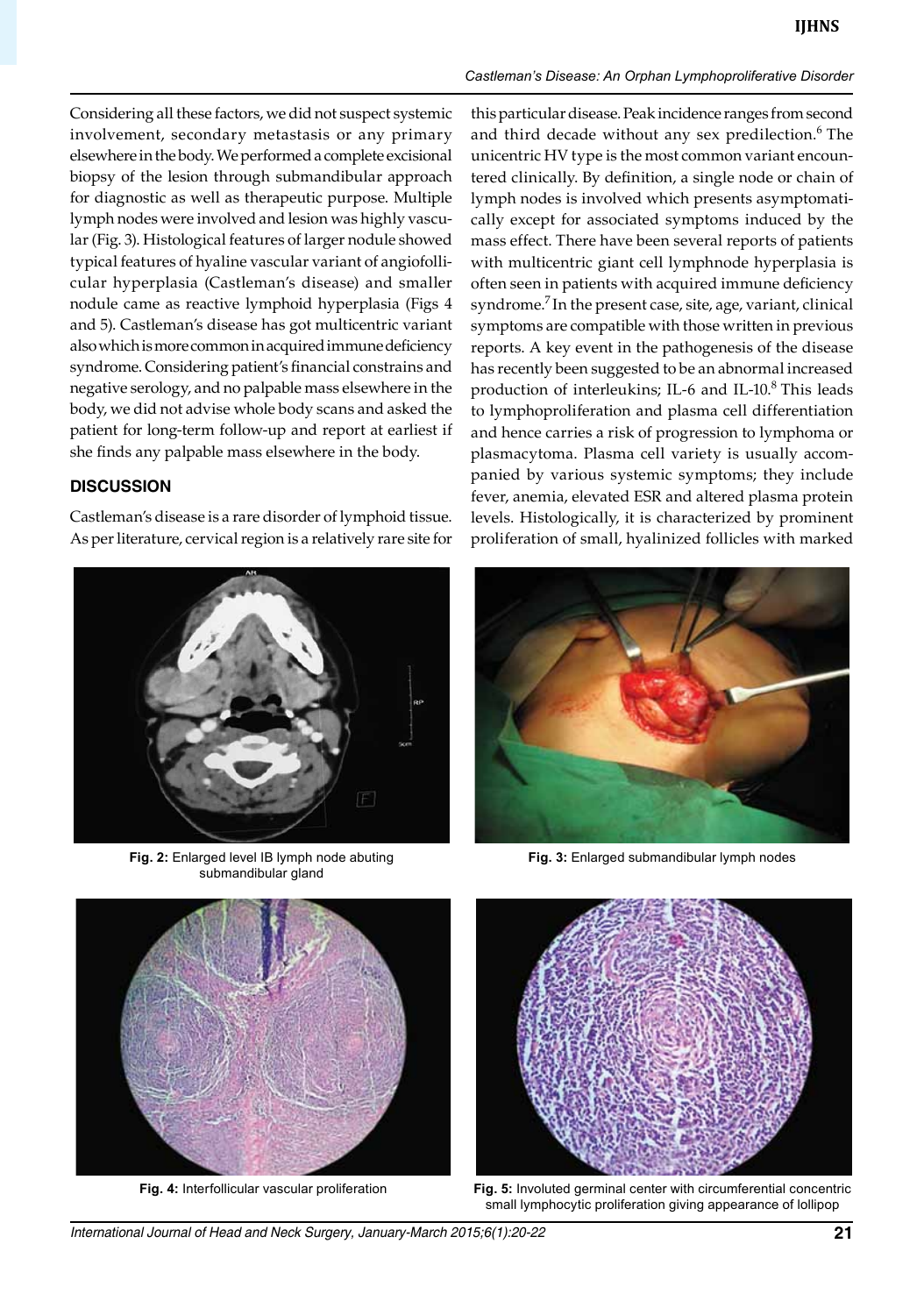Considering all these factors, we did not suspect systemic involvement, secondary metastasis or any primary elsewhere in the body. We performed a complete excisional biopsy of the lesion through submandibular approach for diagnostic as well as therapeutic purpose. Multiple lymph nodes were involved and lesion was highly vascular (Fig. 3). Histological features of larger nodule showed typical features of hyaline vascular variant of angiofollicular hyperplasia (Castleman's disease) and smaller nodule came as reactive lymphoid hyperplasia (Figs 4 and 5). Castleman's disease has got multicentric variant also which is more common in acquired immune deficiency syndrome. Considering patient's financial constrains and negative serology, and no palpable mass elsewhere in the body, we did not advise whole body scans and asked the patient for long-term follow-up and report at earliest if she finds any palpable mass elsewhere in the body.

## DISCUSSION

Castleman's disease is a rare disorder of lymphoid tissue. As per literature, cervical region is a relatively rare site for this particular disease. Peak incidence ranges from second and third decade without any sex predilection.[6] The unicentric HV type is the most common variant encountered clinically. By definition, a single node or chain of lymph nodes is involved which presents asymptomatically except for associated symptoms induced by the mass effect. There have been several reports of patients with multicentric giant cell lymphnode hyperplasia is often seen in patients with acquired immune deficiency syndrome.[7] In the present case, site, age, variant, clinical symptoms are compatible with those written in previous reports. A key event in the pathogenesis of the disease has recently been suggested to be an abnormal increased production of interleukins; IL-6 and IL-10.[8] This leads to lymphoproliferation and plasma cell differentiation and hence carries a risk of progression to lymphoma or plasmacytoma. Plasma cell variety is usually accompanied by various systemic symptoms; they include fever, anemia, elevated ESR and altered plasma protein levels. Histologically, it is characterized by prominent proliferation of small, hyalinized follicles with marked

**Fig. 2:** Enlarged level IB lymph node abuting submandibular gland

**Fig. 3:** Enlarged submandibular lymph nodes

**Fig. 4:** Interfollicular vascular proliferation

**Fig. 5:** Involuted germinal center with circumferential concentric small lymphocytic proliferation giving appearance of lollipop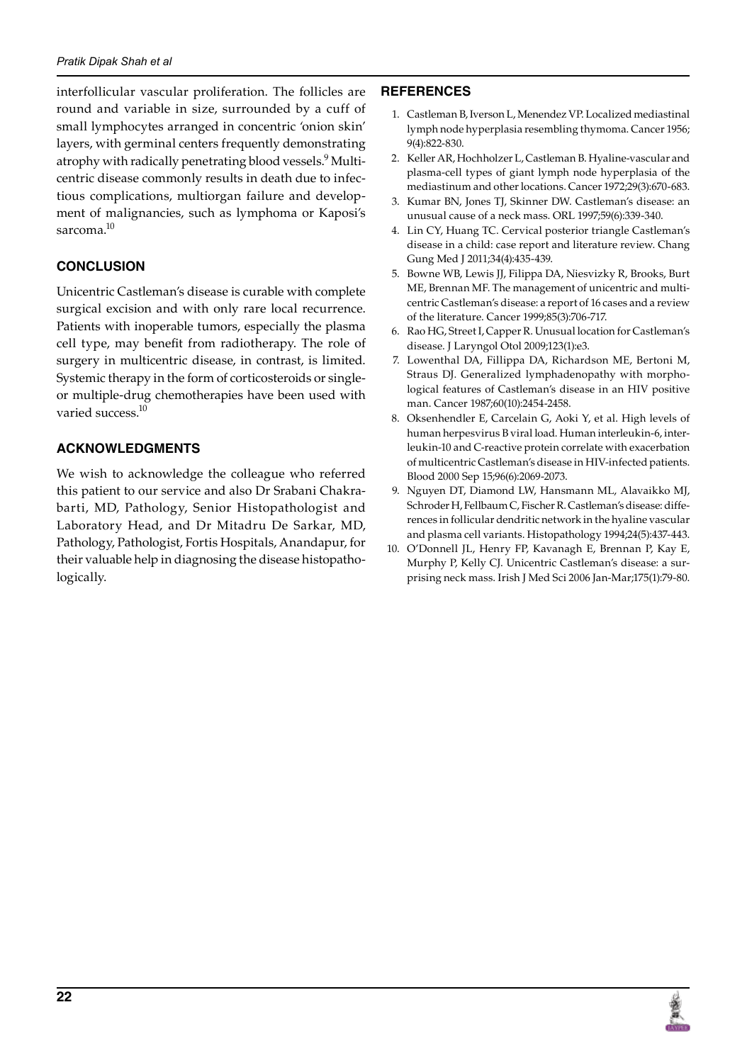interfollicular vascular proliferation. The follicles are round and variable in size, surrounded by a cuff of small lymphocytes arranged in concentric 'onion skin' layers, with germinal centers frequently demonstrating atrophy with radically penetrating blood vessels.[9] Multicentric disease commonly results in death due to infectious complications, multiorgan failure and development of malignancies, such as lymphoma or Kaposi's sarcoma.[10]

## CONCLUSION

Unicentric Castleman's disease is curable with complete surgical excision and with only rare local recurrence. Patients with inoperable tumors, especially the plasma cell type, may benefit from radiotherapy. The role of surgery in multicentric disease, in contrast, is limited. Systemic therapy in the form of corticosteroids or single- or multiple-drug chemotherapies have been used with varied success.[10]

## ACKNOWLEDGMENTS

We wish to acknowledge the colleague who referred this patient to our service and also Dr Srabani Chakrabarti, MD, Pathology, Senior Histopathologist and Laboratory Head, and Dr Mitadru De Sarkar, MD, Pathology, Pathologist, Fortis Hospitals, Anandapur, for their valuable help in diagnosing the disease histopathologically.

## REFERENCES

1. Castleman B, Iverson L, Menendez VP. Localized mediastinal lymph node hyperplasia resembling thymoma. Cancer 1956; 9(4):822-830.
2. Keller AR, Hochholzer L, Castleman B. Hyaline-vascular and plasma-cell types of giant lymph node hyperplasia of the mediastinum and other locations. Cancer 1972;29(3):670-683.
3. Kumar BN, Jones TJ, Skinner DW. Castleman's disease: an unusual cause of a neck mass. ORL 1997;59(6):339-340.
4. Lin CY, Huang TC. Cervical posterior triangle Castleman's disease in a child: case report and literature review. Chang Gung Med J 2011;34(4):435-439.
5. Bowne WB, Lewis JJ, Filippa DA, Niesvizky R, Brooks, Burt ME, Brennan MF. The management of unicentric and multicentric Castleman's disease: a report of 16 cases and a review of the literature. Cancer 1999;85(3):706-717.
6. Rao HG, Street I, Capper R. Unusual location for Castleman's disease. J Laryngol Otol 2009;123(1):e3.
7. Lowenthal DA, Fillippa DA, Richardson ME, Bertoni M, Straus DJ. Generalized lymphadenopathy with morphological features of Castleman's disease in an HIV positive man. Cancer 1987;60(10):2454-2458.
8. Oksenhendler E, Carcelain G, Aoki Y, et al. High levels of human herpesvirus B viral load. Human interleukin-6, interleukin-10 and C-reactive protein correlate with exacerbation of multicentric Castleman's disease in HIV-infected patients. Blood 2000 Sep 15;96(6):2069-2073.
9. Nguyen DT, Diamond LW, Hansmann ML, Alavaikko MJ, Schroder H, Fellbaum C, Fischer R. Castleman's disease: differences in follicular dendritic network in the hyaline vascular and plasma cell variants. Histopathology 1994;24(5):437-443.
10. O'Donnell JL, Henry FP, Kavanagh E, Brennan P, Kay E, Murphy P, Kelly CJ. Unicentric Castleman's disease: a surprising neck mass. Irish J Med Sci 2006 Jan-Mar;175(1):79-80.